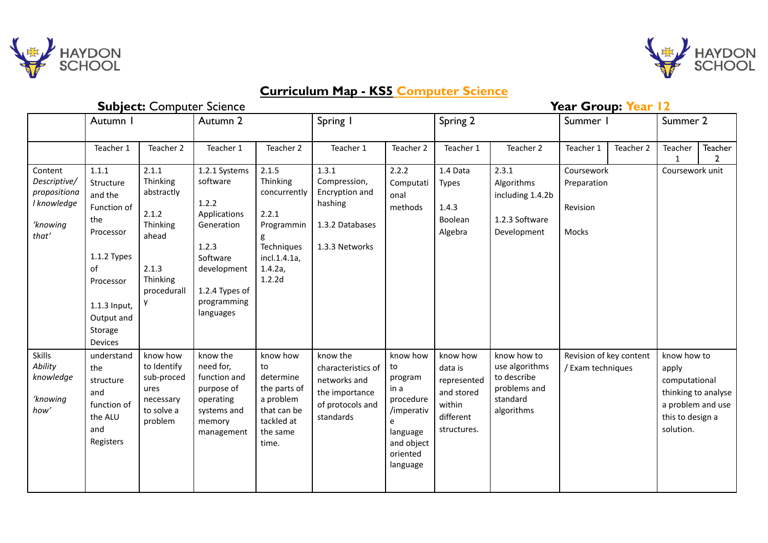# Curriculum Map - KS5 Computer Science

**Subject:** Computer Science

**Year Group:** Year 12

| | Autumn 1 | | Autumn 2 | | Spring 1 | | Spring 2 | | Summer 1 | | Summer 2 | |
|---|---|---|---|---|---|---|---|---|---|---|---|---|
| | Teacher 1 | Teacher 2 | Teacher 1 | Teacher 2 | Teacher 1 | Teacher 2 | Teacher 1 | Teacher 2 | Teacher 1 | Teacher 2 | Teacher 1 | Teacher 2 |
| Content *Descriptive/ propositional knowledge* *'knowing that'* | 1.1.1 Structure and the Function of the Processor<br><br>1.1.2 Types of Processor<br><br>1.1.3 Input, Output and Storage Devices | 2.1.1 Thinking abstractly<br><br>2.1.2 Thinking ahead<br><br>2.1.3 Thinking procedurally | 1.2.1 Systems software<br><br>1.2.2 Applications Generation<br><br>1.2.3 Software development<br><br>1.2.4 Types of programming languages | 2.1.5 Thinking concurrently<br><br>2.2.1 Programming Techniques incl.1.4.1a, 1.4.2a, 1.2.2d | 1.3.1 Compression, Encryption and hashing<br><br>1.3.2 Databases<br><br>1.3.3 Networks | 2.2.2 Computational methods | 1.4 Data Types<br><br>1.4.3 Boolean Algebra | 2.3.1 Algorithms including 1.4.2b<br><br>1.2.3 Software Development | Coursework Preparation<br><br>Revision<br><br>Mocks | | Coursework unit | |
| Skills *Ability knowledge* *'knowing how'* | understand the structure and function of the ALU and Registers | know how to Identify sub-procedures necessary to solve a problem | know the need for, function and purpose of operating systems and memory management | know how to determine the parts of a problem that can be tackled at the same time. | know the characteristics of networks and the importance of protocols and standards | know how to program in a procedure/imperative language and object oriented language | know how data is represented and stored within different structures. | know how to use algorithms to describe problems and standard algorithms | Revision of key content / Exam techniques | | know how to apply computational thinking to analyse a problem and use this to design a solution. | |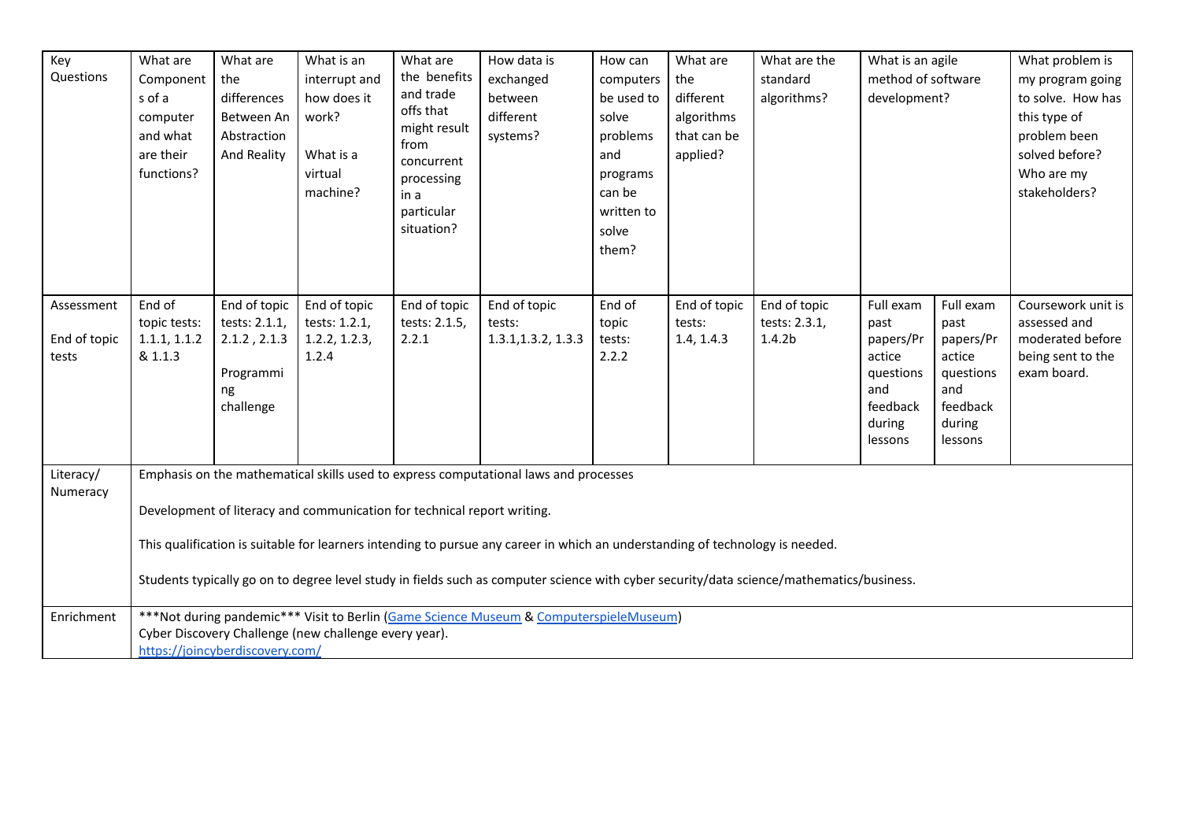| | | | | | | | | | | | |
|---|---|---|---|---|---|---|---|---|---|---|---|
| Key Questions | What are Components of a computer and what are their functions? | What are the differences Between An Abstraction And Reality | What is an interrupt and how does it work?<br><br>What is a virtual machine? | What are the benefits and trade offs that might result from concurrent processing in a particular situation? | How data is exchanged between different systems? | How can computers be used to solve problems and programs can be written to solve them? | What are the different algorithms that can be applied? | What are the standard algorithms? | What is an agile method of software development? | | What problem is my program going to solve. How has this type of problem been solved before? Who are my stakeholders? |
| Assessment<br><br>End of topic tests | End of topic tests: 1.1.1, 1.1.2 & 1.1.3 | End of topic tests: 2.1.1, 2.1.2 , 2.1.3<br><br>Programming challenge | End of topic tests: 1.2.1, 1.2.2, 1.2.3, 1.2.4 | End of topic tests: 2.1.5, 2.2.1 | End of topic tests: 1.3.1,1.3.2, 1.3.3 | End of topic tests: 2.2.2 | End of topic tests: 1.4, 1.4.3 | End of topic tests: 2.3.1, 1.4.2b | Full exam past papers/Practice questions and feedback during lessons | Full exam past papers/Practice questions and feedback during lessons | Coursework unit is assessed and moderated before being sent to the exam board. |
| Literacy/ Numeracy | Emphasis on the mathematical skills used to express computational laws and processes<br><br>Development of literacy and communication for technical report writing.<br><br>This qualification is suitable for learners intending to pursue any career in which an understanding of technology is needed.<br><br>Students typically go on to degree level study in fields such as computer science with cyber security/data science/mathematics/business. | | | | | | | | | | |
| Enrichment | ***Not during pandemic*** Visit to Berlin (Game Science Museum & ComputerspieleMuseum)<br>Cyber Discovery Challenge (new challenge every year).<br>https://joincyberdiscovery.com/ | | | | | | | | | | |